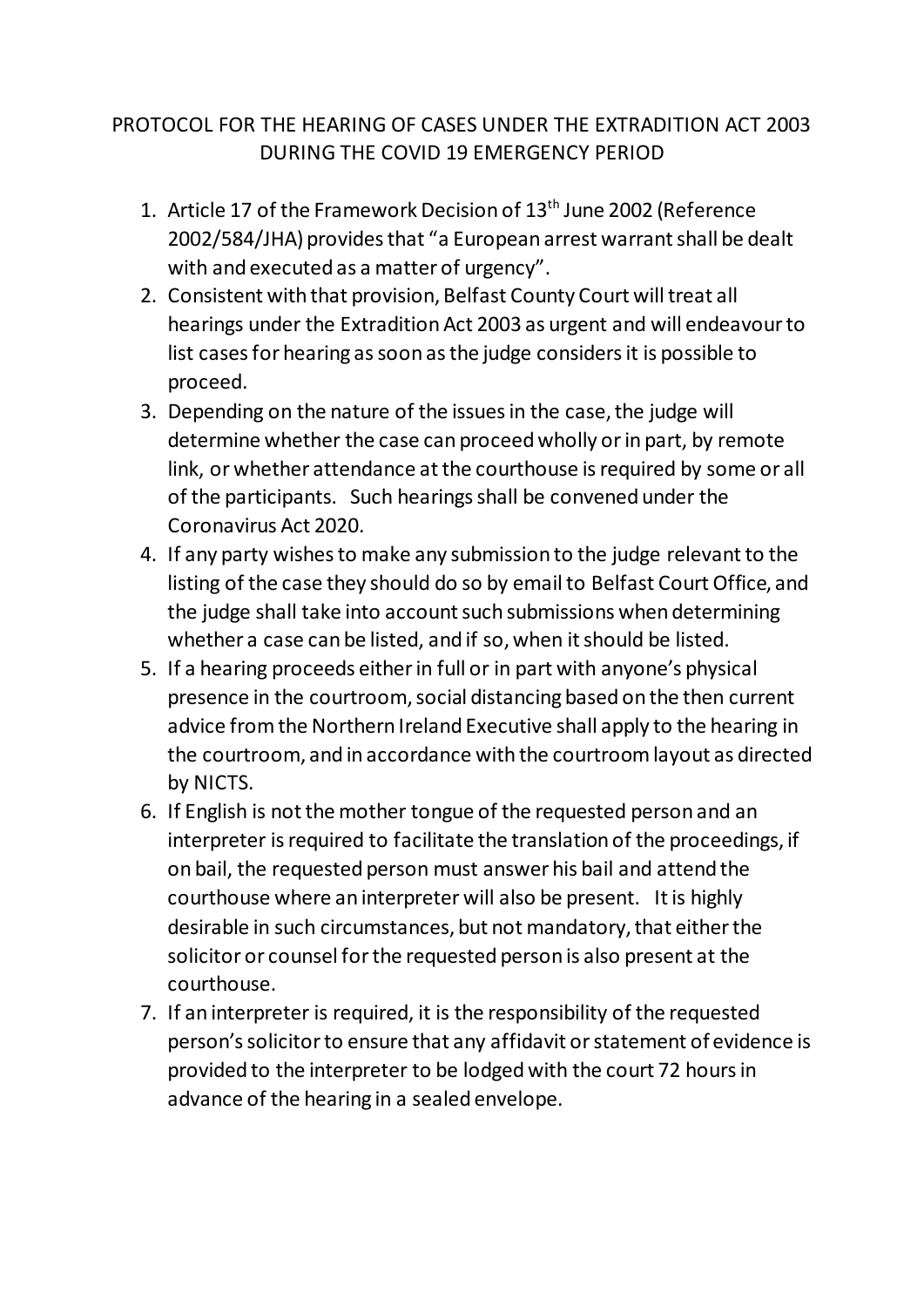# PROTOCOL FOR THE HEARING OF CASES UNDER THE EXTRADITION ACT 2003 DURING THE COVID 19 EMERGENCY PERIOD

1. Article 17 of the Framework Decision of 13th June 2002 (Reference 2002/584/JHA) provides that "a European arrest warrant shall be dealt with and executed as a matter of urgency".
2. Consistent with that provision, Belfast County Court will treat all hearings under the Extradition Act 2003 as urgent and will endeavour to list cases for hearing as soon as the judge considers it is possible to proceed.
3. Depending on the nature of the issues in the case, the judge will determine whether the case can proceed wholly or in part, by remote link, or whether attendance at the courthouse is required by some or all of the participants. Such hearings shall be convened under the Coronavirus Act 2020.
4. If any party wishes to make any submission to the judge relevant to the listing of the case they should do so by email to Belfast Court Office, and the judge shall take into account such submissions when determining whether a case can be listed, and if so, when it should be listed.
5. If a hearing proceeds either in full or in part with anyone's physical presence in the courtroom, social distancing based on the then current advice from the Northern Ireland Executive shall apply to the hearing in the courtroom, and in accordance with the courtroom layout as directed by NICTS.
6. If English is not the mother tongue of the requested person and an interpreter is required to facilitate the translation of the proceedings, if on bail, the requested person must answer his bail and attend the courthouse where an interpreter will also be present. It is highly desirable in such circumstances, but not mandatory, that either the solicitor or counsel for the requested person is also present at the courthouse.
7. If an interpreter is required, it is the responsibility of the requested person's solicitor to ensure that any affidavit or statement of evidence is provided to the interpreter to be lodged with the court 72 hours in advance of the hearing in a sealed envelope.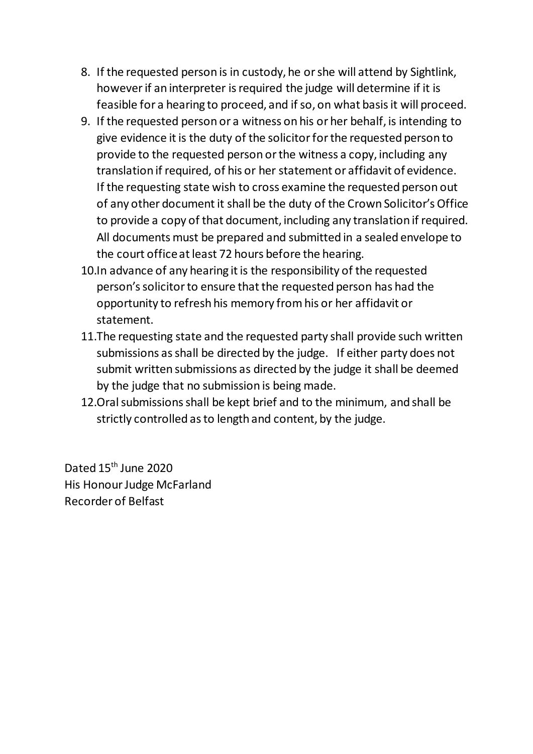8. If the requested person is in custody, he or she will attend by Sightlink, however if an interpreter is required the judge will determine if it is feasible for a hearing to proceed, and if so, on what basis it will proceed.
9. If the requested person or a witness on his or her behalf, is intending to give evidence it is the duty of the solicitor for the requested person to provide to the requested person or the witness a copy, including any translation if required, of his or her statement or affidavit of evidence. If the requesting state wish to cross examine the requested person out of any other document it shall be the duty of the Crown Solicitor's Office to provide a copy of that document, including any translation if required. All documents must be prepared and submitted in a sealed envelope to the court office at least 72 hours before the hearing.
10. In advance of any hearing it is the responsibility of the requested person's solicitor to ensure that the requested person has had the opportunity to refresh his memory from his or her affidavit or statement.
11. The requesting state and the requested party shall provide such written submissions as shall be directed by the judge. If either party does not submit written submissions as directed by the judge it shall be deemed by the judge that no submission is being made.
12. Oral submissions shall be kept brief and to the minimum, and shall be strictly controlled as to length and content, by the judge.

Dated 15th June 2020
His Honour Judge McFarland
Recorder of Belfast